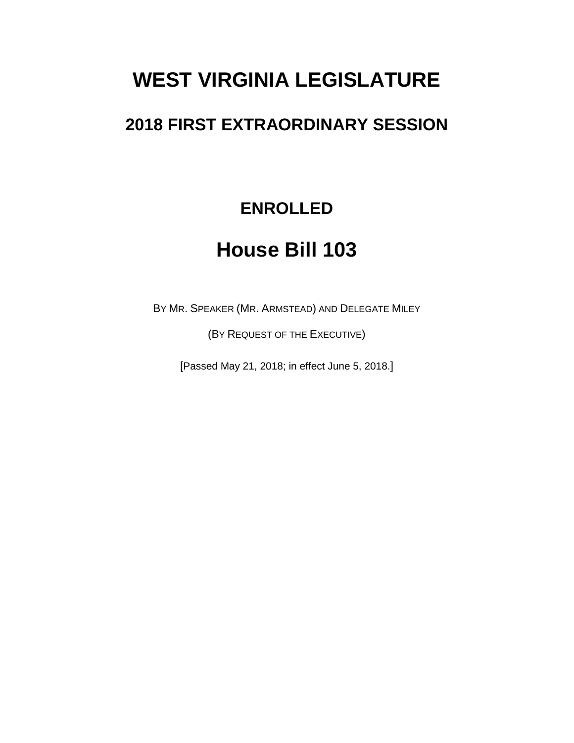# WEST VIRGINIA LEGISLATURE

## 2018 FIRST EXTRAORDINARY SESSION

### ENROLLED

# House Bill 103

BY MR. SPEAKER (MR. ARMSTEAD) AND DELEGATE MILEY

(BY REQUEST OF THE EXECUTIVE)

[Passed May 21, 2018; in effect June 5, 2018.]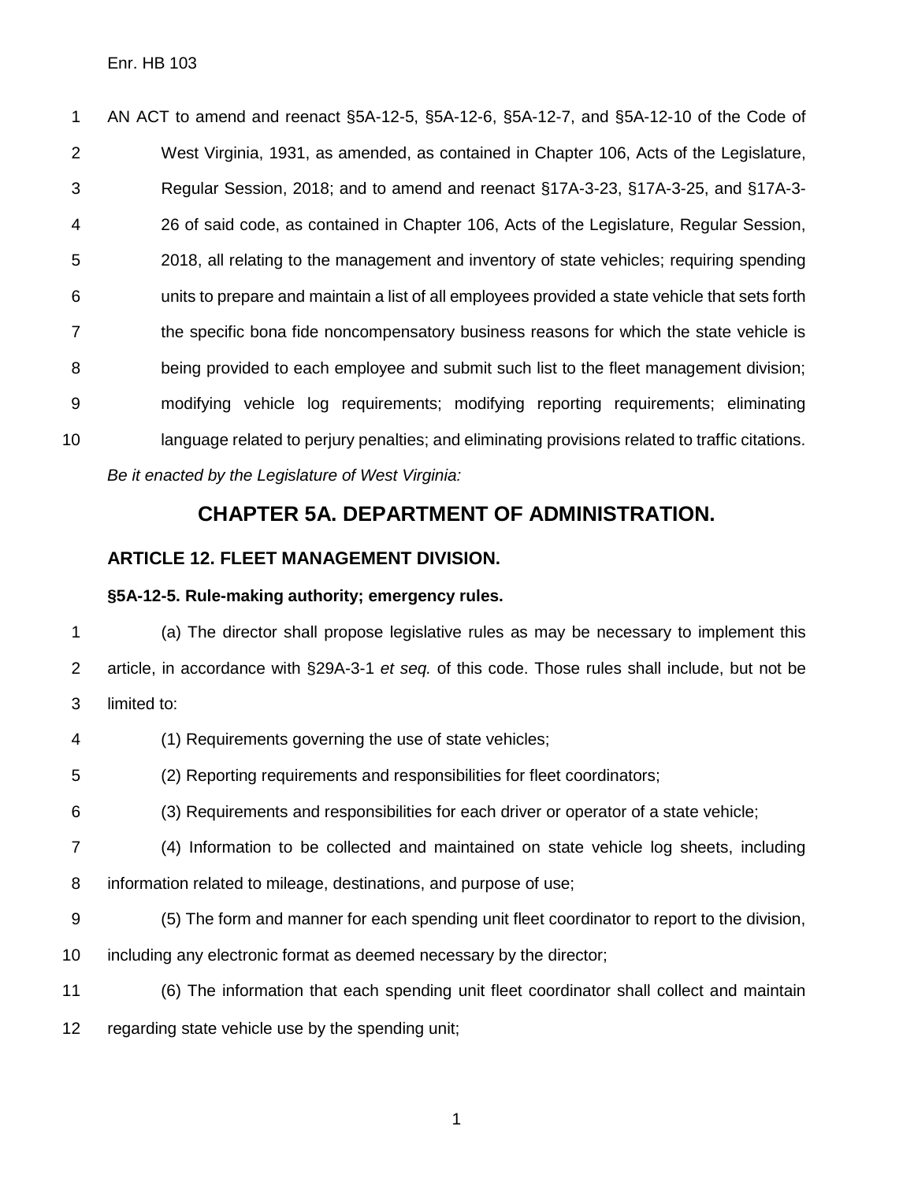AN ACT to amend and reenact §5A-12-5, §5A-12-6, §5A-12-7, and §5A-12-10 of the Code of West Virginia, 1931, as amended, as contained in Chapter 106, Acts of the Legislature, Regular Session, 2018; and to amend and reenact §17A-3-23, §17A-3-25, and §17A-3-26 of said code, as contained in Chapter 106, Acts of the Legislature, Regular Session, 2018, all relating to the management and inventory of state vehicles; requiring spending units to prepare and maintain a list of all employees provided a state vehicle that sets forth the specific bona fide noncompensatory business reasons for which the state vehicle is being provided to each employee and submit such list to the fleet management division; modifying vehicle log requirements; modifying reporting requirements; eliminating language related to perjury penalties; and eliminating provisions related to traffic citations.

*Be it enacted by the Legislature of West Virginia:*

## CHAPTER 5A. DEPARTMENT OF ADMINISTRATION.

### ARTICLE 12. FLEET MANAGEMENT DIVISION.

#### §5A-12-5. Rule-making authority; emergency rules.

(a) The director shall propose legislative rules as may be necessary to implement this article, in accordance with §29A-3-1 *et seq.* of this code. Those rules shall include, but not be limited to:

(1) Requirements governing the use of state vehicles;

(2) Reporting requirements and responsibilities for fleet coordinators;

(3) Requirements and responsibilities for each driver or operator of a state vehicle;

(4) Information to be collected and maintained on state vehicle log sheets, including information related to mileage, destinations, and purpose of use;

(5) The form and manner for each spending unit fleet coordinator to report to the division, including any electronic format as deemed necessary by the director;

(6) The information that each spending unit fleet coordinator shall collect and maintain regarding state vehicle use by the spending unit;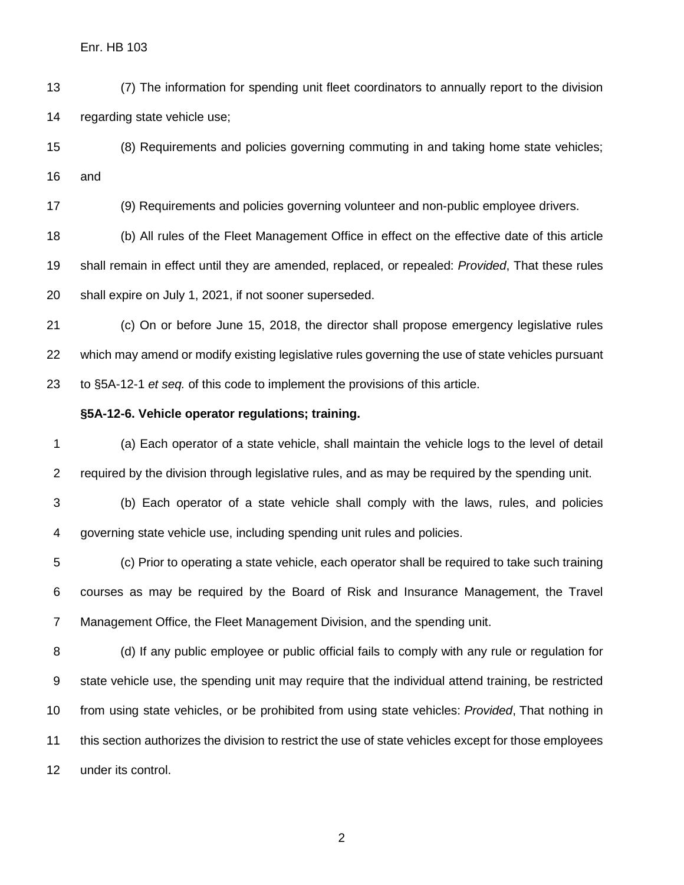(7) The information for spending unit fleet coordinators to annually report to the division regarding state vehicle use;

(8) Requirements and policies governing commuting in and taking home state vehicles; and

(9) Requirements and policies governing volunteer and non-public employee drivers.

(b) All rules of the Fleet Management Office in effect on the effective date of this article shall remain in effect until they are amended, replaced, or repealed: *Provided*, That these rules shall expire on July 1, 2021, if not sooner superseded.

(c) On or before June 15, 2018, the director shall propose emergency legislative rules which may amend or modify existing legislative rules governing the use of state vehicles pursuant to §5A-12-1 *et seq.* of this code to implement the provisions of this article.

**§5A-12-6. Vehicle operator regulations; training.**

(a) Each operator of a state vehicle, shall maintain the vehicle logs to the level of detail required by the division through legislative rules, and as may be required by the spending unit.

(b) Each operator of a state vehicle shall comply with the laws, rules, and policies governing state vehicle use, including spending unit rules and policies.

(c) Prior to operating a state vehicle, each operator shall be required to take such training courses as may be required by the Board of Risk and Insurance Management, the Travel Management Office, the Fleet Management Division, and the spending unit.

(d) If any public employee or public official fails to comply with any rule or regulation for state vehicle use, the spending unit may require that the individual attend training, be restricted from using state vehicles, or be prohibited from using state vehicles: *Provided*, That nothing in this section authorizes the division to restrict the use of state vehicles except for those employees under its control.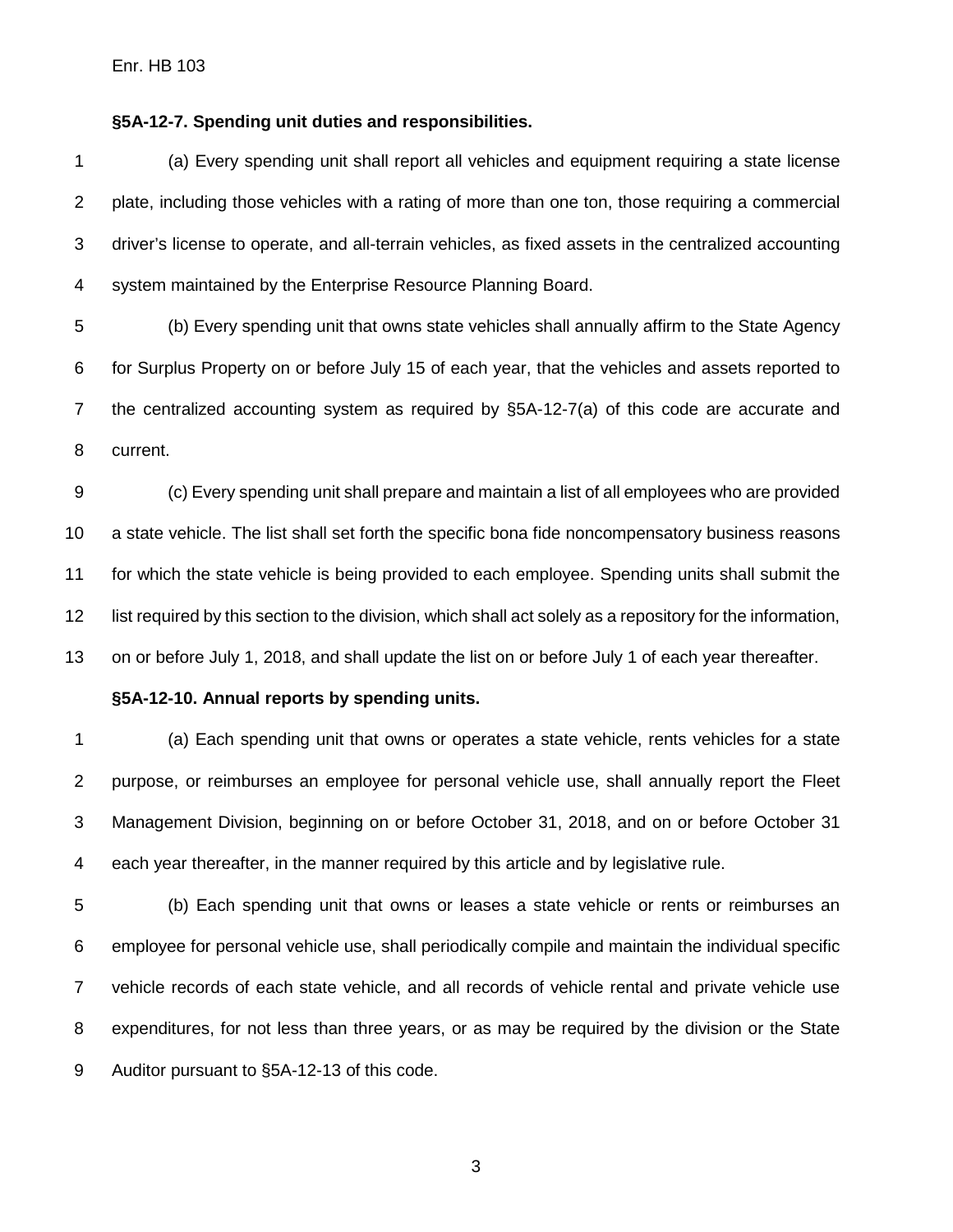**§5A-12-7. Spending unit duties and responsibilities.**

(a) Every spending unit shall report all vehicles and equipment requiring a state license plate, including those vehicles with a rating of more than one ton, those requiring a commercial driver's license to operate, and all-terrain vehicles, as fixed assets in the centralized accounting system maintained by the Enterprise Resource Planning Board.

(b) Every spending unit that owns state vehicles shall annually affirm to the State Agency for Surplus Property on or before July 15 of each year, that the vehicles and assets reported to the centralized accounting system as required by §5A-12-7(a) of this code are accurate and current.

(c) Every spending unit shall prepare and maintain a list of all employees who are provided a state vehicle. The list shall set forth the specific bona fide noncompensatory business reasons for which the state vehicle is being provided to each employee. Spending units shall submit the list required by this section to the division, which shall act solely as a repository for the information, on or before July 1, 2018, and shall update the list on or before July 1 of each year thereafter.

**§5A-12-10. Annual reports by spending units.**

(a) Each spending unit that owns or operates a state vehicle, rents vehicles for a state purpose, or reimburses an employee for personal vehicle use, shall annually report the Fleet Management Division, beginning on or before October 31, 2018, and on or before October 31 each year thereafter, in the manner required by this article and by legislative rule.

(b) Each spending unit that owns or leases a state vehicle or rents or reimburses an employee for personal vehicle use, shall periodically compile and maintain the individual specific vehicle records of each state vehicle, and all records of vehicle rental and private vehicle use expenditures, for not less than three years, or as may be required by the division or the State Auditor pursuant to §5A-12-13 of this code.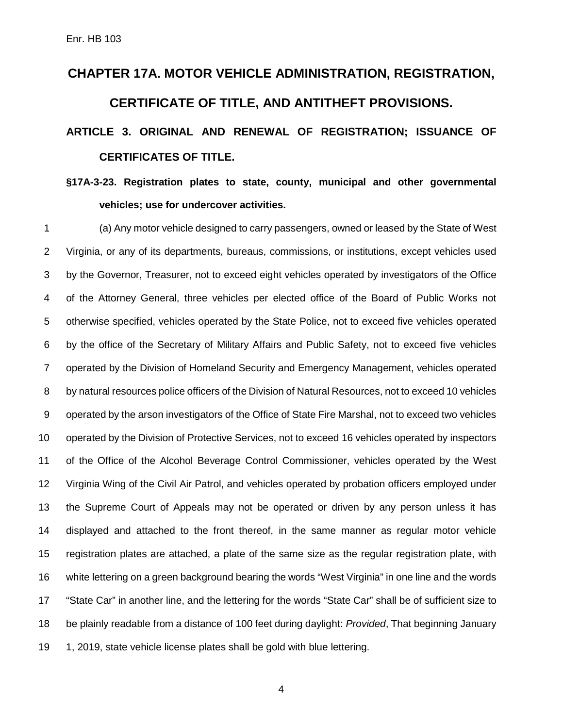# CHAPTER 17A. MOTOR VEHICLE ADMINISTRATION, REGISTRATION, CERTIFICATE OF TITLE, AND ANTITHEFT PROVISIONS.

## ARTICLE 3. ORIGINAL AND RENEWAL OF REGISTRATION; ISSUANCE OF CERTIFICATES OF TITLE.

### §17A-3-23. Registration plates to state, county, municipal and other governmental vehicles; use for undercover activities.

(a) Any motor vehicle designed to carry passengers, owned or leased by the State of West Virginia, or any of its departments, bureaus, commissions, or institutions, except vehicles used by the Governor, Treasurer, not to exceed eight vehicles operated by investigators of the Office of the Attorney General, three vehicles per elected office of the Board of Public Works not otherwise specified, vehicles operated by the State Police, not to exceed five vehicles operated by the office of the Secretary of Military Affairs and Public Safety, not to exceed five vehicles operated by the Division of Homeland Security and Emergency Management, vehicles operated by natural resources police officers of the Division of Natural Resources, not to exceed 10 vehicles operated by the arson investigators of the Office of State Fire Marshal, not to exceed two vehicles operated by the Division of Protective Services, not to exceed 16 vehicles operated by inspectors of the Office of the Alcohol Beverage Control Commissioner, vehicles operated by the West Virginia Wing of the Civil Air Patrol, and vehicles operated by probation officers employed under the Supreme Court of Appeals may not be operated or driven by any person unless it has displayed and attached to the front thereof, in the same manner as regular motor vehicle registration plates are attached, a plate of the same size as the regular registration plate, with white lettering on a green background bearing the words "West Virginia" in one line and the words "State Car" in another line, and the lettering for the words "State Car" shall be of sufficient size to be plainly readable from a distance of 100 feet during daylight: *Provided*, That beginning January 1, 2019, state vehicle license plates shall be gold with blue lettering.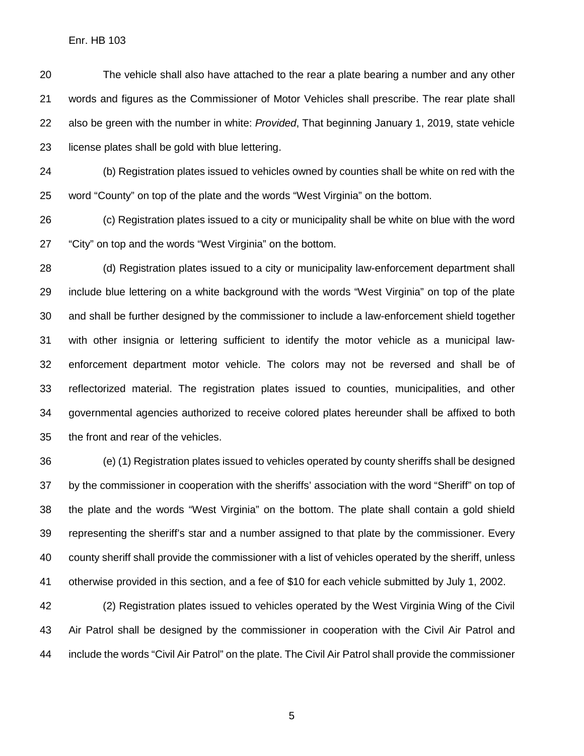The vehicle shall also have attached to the rear a plate bearing a number and any other words and figures as the Commissioner of Motor Vehicles shall prescribe. The rear plate shall also be green with the number in white: *Provided*, That beginning January 1, 2019, state vehicle license plates shall be gold with blue lettering.

(b) Registration plates issued to vehicles owned by counties shall be white on red with the word "County" on top of the plate and the words "West Virginia" on the bottom.

(c) Registration plates issued to a city or municipality shall be white on blue with the word "City" on top and the words "West Virginia" on the bottom.

(d) Registration plates issued to a city or municipality law-enforcement department shall include blue lettering on a white background with the words "West Virginia" on top of the plate and shall be further designed by the commissioner to include a law-enforcement shield together with other insignia or lettering sufficient to identify the motor vehicle as a municipal law-enforcement department motor vehicle. The colors may not be reversed and shall be of reflectorized material. The registration plates issued to counties, municipalities, and other governmental agencies authorized to receive colored plates hereunder shall be affixed to both the front and rear of the vehicles.

(e) (1) Registration plates issued to vehicles operated by county sheriffs shall be designed by the commissioner in cooperation with the sheriffs' association with the word "Sheriff" on top of the plate and the words "West Virginia" on the bottom. The plate shall contain a gold shield representing the sheriff's star and a number assigned to that plate by the commissioner. Every county sheriff shall provide the commissioner with a list of vehicles operated by the sheriff, unless otherwise provided in this section, and a fee of $10 for each vehicle submitted by July 1, 2002.

(2) Registration plates issued to vehicles operated by the West Virginia Wing of the Civil Air Patrol shall be designed by the commissioner in cooperation with the Civil Air Patrol and include the words "Civil Air Patrol" on the plate. The Civil Air Patrol shall provide the commissioner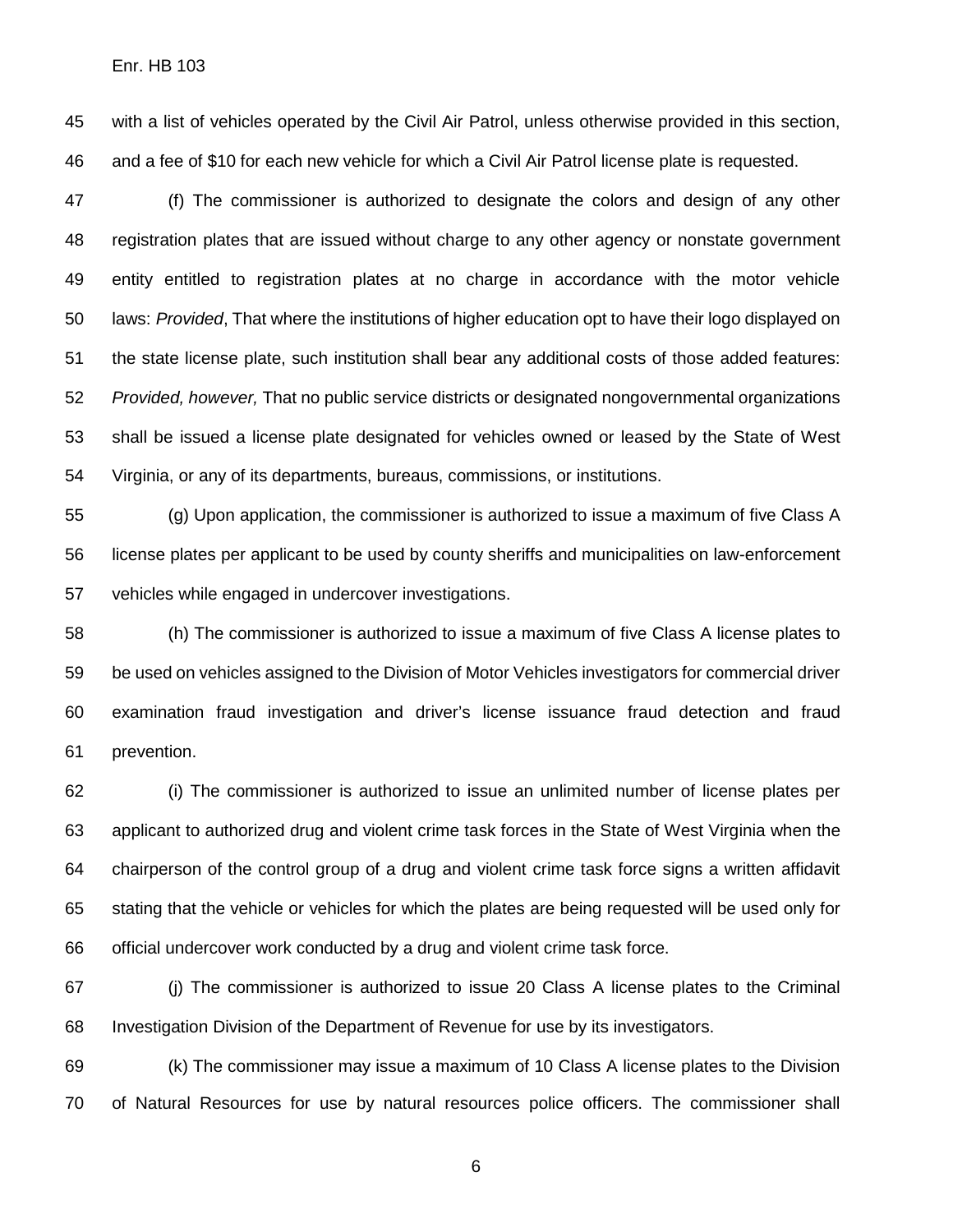with a list of vehicles operated by the Civil Air Patrol, unless otherwise provided in this section, and a fee of $10 for each new vehicle for which a Civil Air Patrol license plate is requested.

(f) The commissioner is authorized to designate the colors and design of any other registration plates that are issued without charge to any other agency or nonstate government entity entitled to registration plates at no charge in accordance with the motor vehicle laws: *Provided*, That where the institutions of higher education opt to have their logo displayed on the state license plate, such institution shall bear any additional costs of those added features: *Provided, however,* That no public service districts or designated nongovernmental organizations shall be issued a license plate designated for vehicles owned or leased by the State of West Virginia, or any of its departments, bureaus, commissions, or institutions.

(g) Upon application, the commissioner is authorized to issue a maximum of five Class A license plates per applicant to be used by county sheriffs and municipalities on law-enforcement vehicles while engaged in undercover investigations.

(h) The commissioner is authorized to issue a maximum of five Class A license plates to be used on vehicles assigned to the Division of Motor Vehicles investigators for commercial driver examination fraud investigation and driver's license issuance fraud detection and fraud prevention.

(i) The commissioner is authorized to issue an unlimited number of license plates per applicant to authorized drug and violent crime task forces in the State of West Virginia when the chairperson of the control group of a drug and violent crime task force signs a written affidavit stating that the vehicle or vehicles for which the plates are being requested will be used only for official undercover work conducted by a drug and violent crime task force.

(j) The commissioner is authorized to issue 20 Class A license plates to the Criminal Investigation Division of the Department of Revenue for use by its investigators.

(k) The commissioner may issue a maximum of 10 Class A license plates to the Division of Natural Resources for use by natural resources police officers. The commissioner shall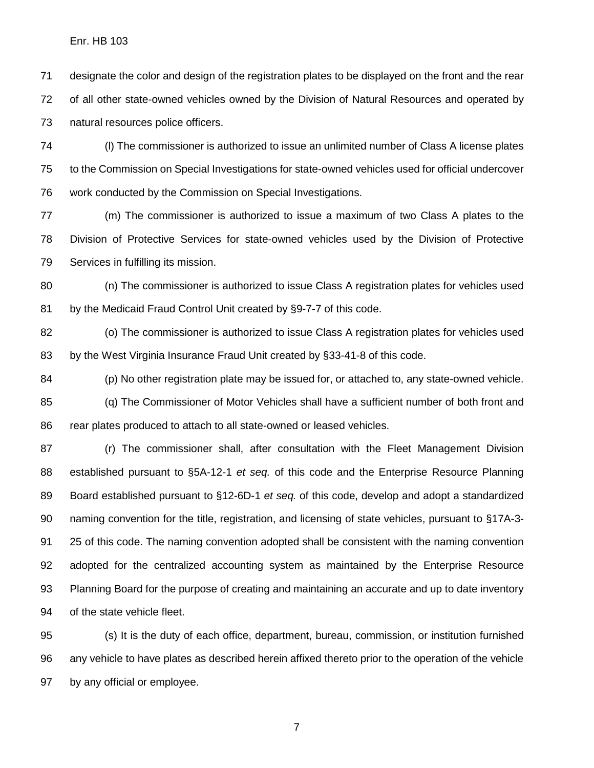designate the color and design of the registration plates to be displayed on the front and the rear of all other state-owned vehicles owned by the Division of Natural Resources and operated by natural resources police officers.

(l) The commissioner is authorized to issue an unlimited number of Class A license plates to the Commission on Special Investigations for state-owned vehicles used for official undercover work conducted by the Commission on Special Investigations.

(m) The commissioner is authorized to issue a maximum of two Class A plates to the Division of Protective Services for state-owned vehicles used by the Division of Protective Services in fulfilling its mission.

(n) The commissioner is authorized to issue Class A registration plates for vehicles used by the Medicaid Fraud Control Unit created by §9-7-7 of this code.

(o) The commissioner is authorized to issue Class A registration plates for vehicles used by the West Virginia Insurance Fraud Unit created by §33-41-8 of this code.

(p) No other registration plate may be issued for, or attached to, any state-owned vehicle.

(q) The Commissioner of Motor Vehicles shall have a sufficient number of both front and rear plates produced to attach to all state-owned or leased vehicles.

(r) The commissioner shall, after consultation with the Fleet Management Division established pursuant to §5A-12-1 *et seq.* of this code and the Enterprise Resource Planning Board established pursuant to §12-6D-1 *et seq.* of this code, develop and adopt a standardized naming convention for the title, registration, and licensing of state vehicles, pursuant to §17A-3-25 of this code. The naming convention adopted shall be consistent with the naming convention adopted for the centralized accounting system as maintained by the Enterprise Resource Planning Board for the purpose of creating and maintaining an accurate and up to date inventory of the state vehicle fleet.

(s) It is the duty of each office, department, bureau, commission, or institution furnished any vehicle to have plates as described herein affixed thereto prior to the operation of the vehicle by any official or employee.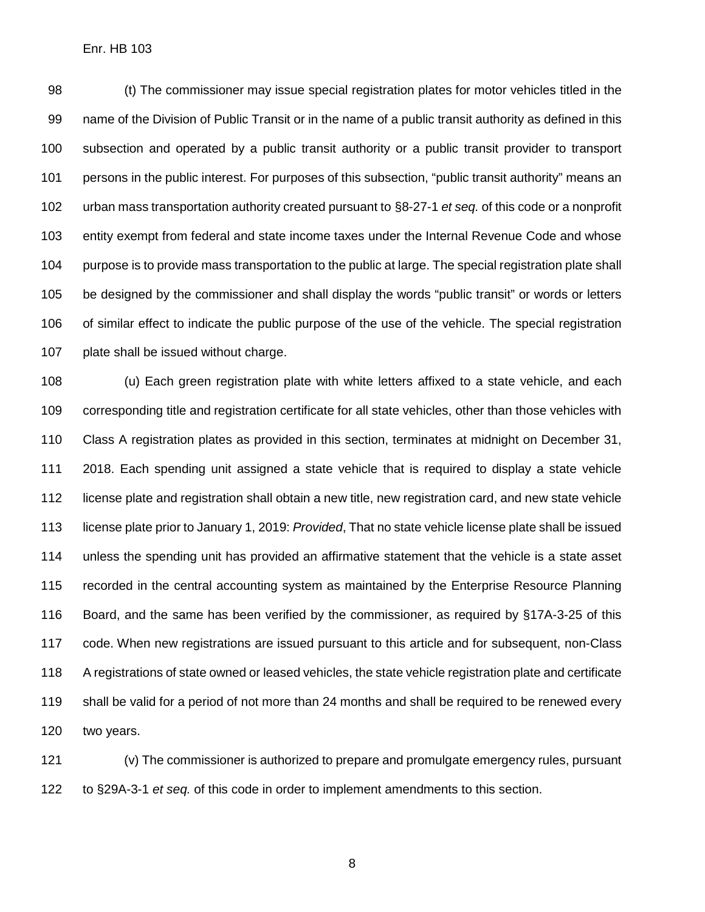(t) The commissioner may issue special registration plates for motor vehicles titled in the name of the Division of Public Transit or in the name of a public transit authority as defined in this subsection and operated by a public transit authority or a public transit provider to transport persons in the public interest. For purposes of this subsection, "public transit authority" means an urban mass transportation authority created pursuant to §8-27-1 *et seq.* of this code or a nonprofit entity exempt from federal and state income taxes under the Internal Revenue Code and whose purpose is to provide mass transportation to the public at large. The special registration plate shall be designed by the commissioner and shall display the words "public transit" or words or letters of similar effect to indicate the public purpose of the use of the vehicle. The special registration plate shall be issued without charge.

(u) Each green registration plate with white letters affixed to a state vehicle, and each corresponding title and registration certificate for all state vehicles, other than those vehicles with Class A registration plates as provided in this section, terminates at midnight on December 31, 2018. Each spending unit assigned a state vehicle that is required to display a state vehicle license plate and registration shall obtain a new title, new registration card, and new state vehicle license plate prior to January 1, 2019: *Provided*, That no state vehicle license plate shall be issued unless the spending unit has provided an affirmative statement that the vehicle is a state asset recorded in the central accounting system as maintained by the Enterprise Resource Planning Board, and the same has been verified by the commissioner, as required by §17A-3-25 of this code. When new registrations are issued pursuant to this article and for subsequent, non-Class A registrations of state owned or leased vehicles, the state vehicle registration plate and certificate shall be valid for a period of not more than 24 months and shall be required to be renewed every two years.

(v) The commissioner is authorized to prepare and promulgate emergency rules, pursuant to §29A-3-1 *et seq.* of this code in order to implement amendments to this section.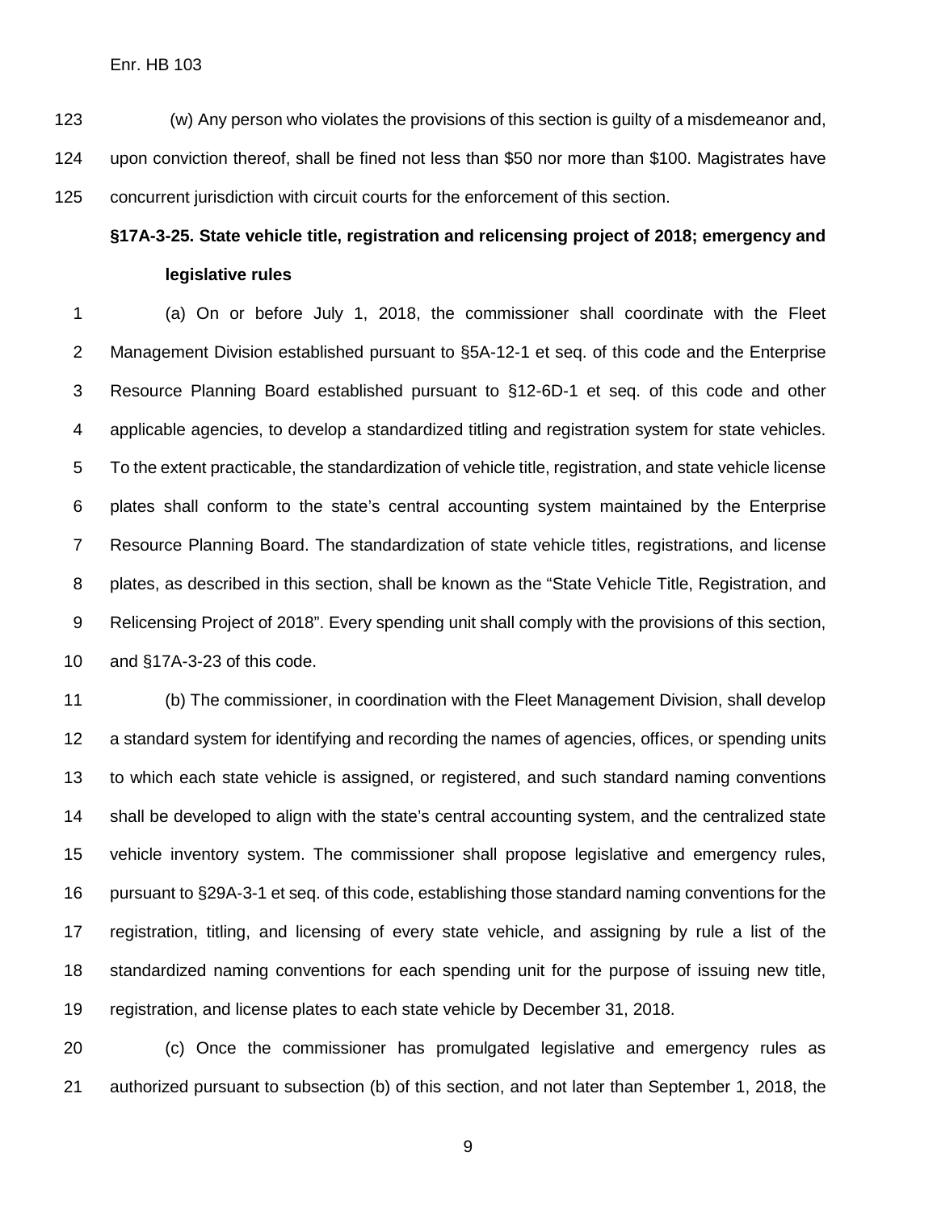(w) Any person who violates the provisions of this section is guilty of a misdemeanor and, upon conviction thereof, shall be fined not less than $50 nor more than $100. Magistrates have concurrent jurisdiction with circuit courts for the enforcement of this section.

**§17A-3-25. State vehicle title, registration and relicensing project of 2018; emergency and legislative rules**

(a) On or before July 1, 2018, the commissioner shall coordinate with the Fleet Management Division established pursuant to §5A-12-1 et seq. of this code and the Enterprise Resource Planning Board established pursuant to §12-6D-1 et seq. of this code and other applicable agencies, to develop a standardized titling and registration system for state vehicles. To the extent practicable, the standardization of vehicle title, registration, and state vehicle license plates shall conform to the state's central accounting system maintained by the Enterprise Resource Planning Board. The standardization of state vehicle titles, registrations, and license plates, as described in this section, shall be known as the "State Vehicle Title, Registration, and Relicensing Project of 2018". Every spending unit shall comply with the provisions of this section, and §17A-3-23 of this code.

(b) The commissioner, in coordination with the Fleet Management Division, shall develop a standard system for identifying and recording the names of agencies, offices, or spending units to which each state vehicle is assigned, or registered, and such standard naming conventions shall be developed to align with the state's central accounting system, and the centralized state vehicle inventory system. The commissioner shall propose legislative and emergency rules, pursuant to §29A-3-1 et seq. of this code, establishing those standard naming conventions for the registration, titling, and licensing of every state vehicle, and assigning by rule a list of the standardized naming conventions for each spending unit for the purpose of issuing new title, registration, and license plates to each state vehicle by December 31, 2018.

(c) Once the commissioner has promulgated legislative and emergency rules as authorized pursuant to subsection (b) of this section, and not later than September 1, 2018, the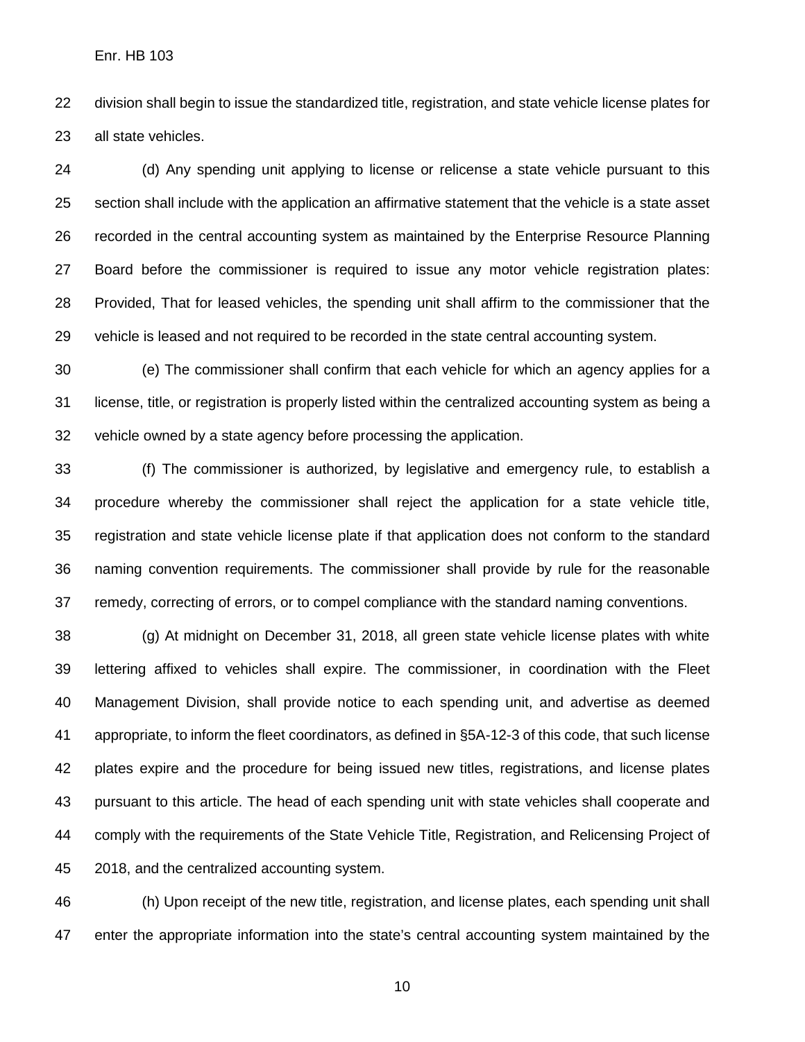division shall begin to issue the standardized title, registration, and state vehicle license plates for all state vehicles.

(d) Any spending unit applying to license or relicense a state vehicle pursuant to this section shall include with the application an affirmative statement that the vehicle is a state asset recorded in the central accounting system as maintained by the Enterprise Resource Planning Board before the commissioner is required to issue any motor vehicle registration plates: Provided, That for leased vehicles, the spending unit shall affirm to the commissioner that the vehicle is leased and not required to be recorded in the state central accounting system.

(e) The commissioner shall confirm that each vehicle for which an agency applies for a license, title, or registration is properly listed within the centralized accounting system as being a vehicle owned by a state agency before processing the application.

(f) The commissioner is authorized, by legislative and emergency rule, to establish a procedure whereby the commissioner shall reject the application for a state vehicle title, registration and state vehicle license plate if that application does not conform to the standard naming convention requirements. The commissioner shall provide by rule for the reasonable remedy, correcting of errors, or to compel compliance with the standard naming conventions.

(g) At midnight on December 31, 2018, all green state vehicle license plates with white lettering affixed to vehicles shall expire. The commissioner, in coordination with the Fleet Management Division, shall provide notice to each spending unit, and advertise as deemed appropriate, to inform the fleet coordinators, as defined in §5A-12-3 of this code, that such license plates expire and the procedure for being issued new titles, registrations, and license plates pursuant to this article. The head of each spending unit with state vehicles shall cooperate and comply with the requirements of the State Vehicle Title, Registration, and Relicensing Project of 2018, and the centralized accounting system.

(h) Upon receipt of the new title, registration, and license plates, each spending unit shall enter the appropriate information into the state's central accounting system maintained by the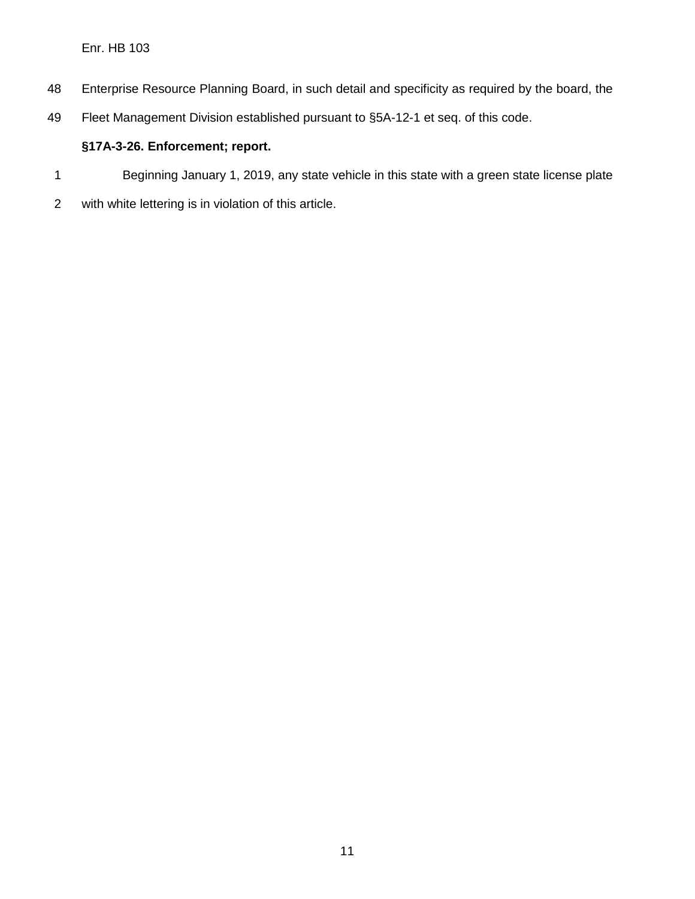Enterprise Resource Planning Board, in such detail and specificity as required by the board, the Fleet Management Division established pursuant to §5A-12-1 et seq. of this code.

**§17A-3-26. Enforcement; report.**

Beginning January 1, 2019, any state vehicle in this state with a green state license plate with white lettering is in violation of this article.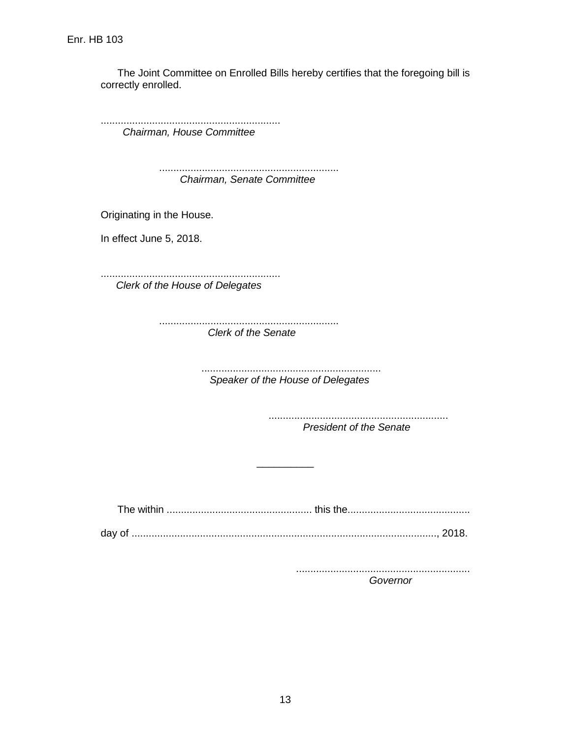The Joint Committee on Enrolled Bills hereby certifies that the foregoing bill is correctly enrolled.

...............................................................
*Chairman, House Committee*

...............................................................
*Chairman, Senate Committee*

Originating in the House.

In effect June 5, 2018.

...............................................................
*Clerk of the House of Delegates*

...............................................................
*Clerk of the Senate*

...............................................................
*Speaker of the House of Delegates*

...............................................................
*President of the Senate*

__________

The within .................................................. this the..........................................

day of ..........................................................................................................., 2018.

............................................................
*Governor*